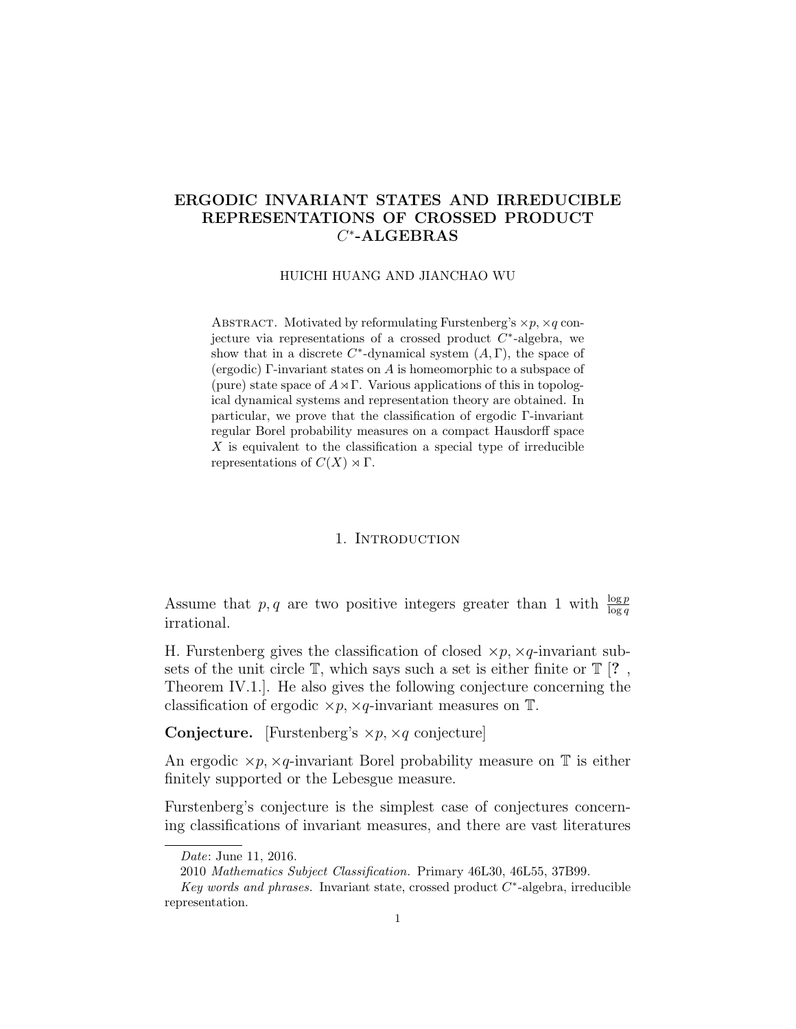# ERGODIC INVARIANT STATES AND IRREDUCIBLE REPRESENTATIONS OF CROSSED PRODUCT $C^*$-ALGEBRAS

HUICHI HUANG AND JIANCHAO WU

Abstract. Motivated by reformulating Furstenberg's $\times p, \times q$ conjecture via representations of a crossed product $C^*$-algebra, we show that in a discrete $C^*$-dynamical system $(A, \Gamma)$, the space of (ergodic) $\Gamma$-invariant states on $A$ is homeomorphic to a subspace of (pure) state space of $A \rtimes \Gamma$. Various applications of this in topological dynamical systems and representation theory are obtained. In particular, we prove that the classification of ergodic $\Gamma$-invariant regular Borel probability measures on a compact Hausdorff space $X$ is equivalent to the classification a special type of irreducible representations of $C(X) \rtimes \Gamma$.

## 1. Introduction

Assume that $p, q$ are two positive integers greater than 1 with $\frac{\log p}{\log q}$ irrational.

H. Furstenberg gives the classification of closed $\times p, \times q$-invariant subsets of the unit circle $\mathbb{T}$, which says such a set is either finite or $\mathbb{T}$ [? , Theorem IV.1.]. He also gives the following conjecture concerning the classification of ergodic $\times p, \times q$-invariant measures on $\mathbb{T}$.

**Conjecture.** [Furstenberg's $\times p, \times q$ conjecture]

An ergodic $\times p, \times q$-invariant Borel probability measure on $\mathbb{T}$ is either finitely supported or the Lebesgue measure.

Furstenberg's conjecture is the simplest case of conjectures concerning classifications of invariant measures, and there are vast literatures

---

*Date*: June 11, 2016.

2010 *Mathematics Subject Classification.* Primary 46L30, 46L55, 37B99.

*Key words and phrases.* Invariant state, crossed product $C^*$-algebra, irreducible representation.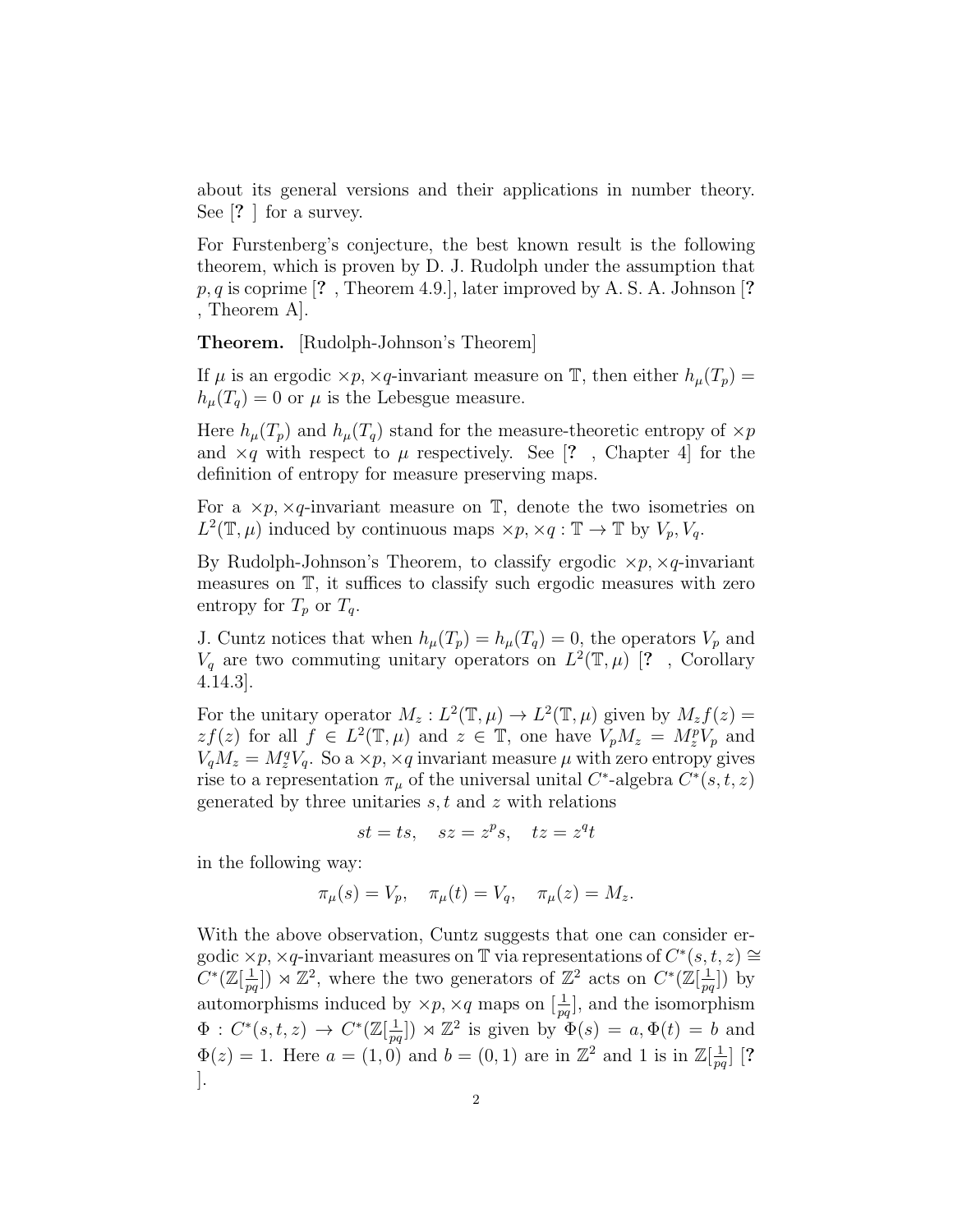about its general versions and their applications in number theory. See [? ] for a survey.

For Furstenberg's conjecture, the best known result is the following theorem, which is proven by D. J. Rudolph under the assumption that $p, q$ is coprime [? , Theorem 4.9.], later improved by A. S. A. Johnson [? , Theorem A].

**Theorem.** [Rudolph-Johnson's Theorem]

If $\mu$ is an ergodic $\times p, \times q$-invariant measure on $\mathbb{T}$, then either $h_\mu(T_p) = h_\mu(T_q) = 0$ or $\mu$ is the Lebesgue measure.

Here $h_\mu(T_p)$ and $h_\mu(T_q)$ stand for the measure-theoretic entropy of $\times p$ and $\times q$ with respect to $\mu$ respectively. See [? , Chapter 4] for the definition of entropy for measure preserving maps.

For a $\times p, \times q$-invariant measure on $\mathbb{T}$, denote the two isometries on $L^2(\mathbb{T}, \mu)$ induced by continuous maps $\times p, \times q : \mathbb{T} \to \mathbb{T}$ by $V_p, V_q$.

By Rudolph-Johnson's Theorem, to classify ergodic $\times p, \times q$-invariant measures on $\mathbb{T}$, it suffices to classify such ergodic measures with zero entropy for $T_p$ or $T_q$.

J. Cuntz notices that when $h_\mu(T_p) = h_\mu(T_q) = 0$, the operators $V_p$ and $V_q$ are two commuting unitary operators on $L^2(\mathbb{T}, \mu)$ [? , Corollary 4.14.3].

For the unitary operator $M_z : L^2(\mathbb{T}, \mu) \to L^2(\mathbb{T}, \mu)$ given by $M_z f(z) = z f(z)$ for all $f \in L^2(\mathbb{T}, \mu)$ and $z \in \mathbb{T}$, one have $V_p M_z = M_z^p V_p$ and $V_q M_z = M_z^q V_q$. So a $\times p, \times q$ invariant measure $\mu$ with zero entropy gives rise to a representation $\pi_\mu$ of the universal unital $C^*$-algebra $C^*(s, t, z)$ generated by three unitaries $s, t$ and $z$ with relations

$$st = ts, \quad sz = z^p s, \quad tz = z^q t$$

in the following way:

$$\pi_\mu(s) = V_p, \quad \pi_\mu(t) = V_q, \quad \pi_\mu(z) = M_z.$$

With the above observation, Cuntz suggests that one can consider ergodic $\times p, \times q$-invariant measures on $\mathbb{T}$ via representations of $C^*(s, t, z) \cong C^*(\mathbb{Z}[\frac{1}{pq}]) \rtimes \mathbb{Z}^2$, where the two generators of $\mathbb{Z}^2$ acts on $C^*(\mathbb{Z}[\frac{1}{pq}])$ by automorphisms induced by $\times p, \times q$ maps on $[\frac{1}{pq}]$, and the isomorphism $\Phi : C^*(s, t, z) \to C^*(\mathbb{Z}[\frac{1}{pq}]) \rtimes \mathbb{Z}^2$ is given by $\Phi(s) = a, \Phi(t) = b$ and $\Phi(z) = 1$. Here $a = (1, 0)$ and $b = (0, 1)$ are in $\mathbb{Z}^2$ and 1 is in $\mathbb{Z}[\frac{1}{pq}]$ [? ].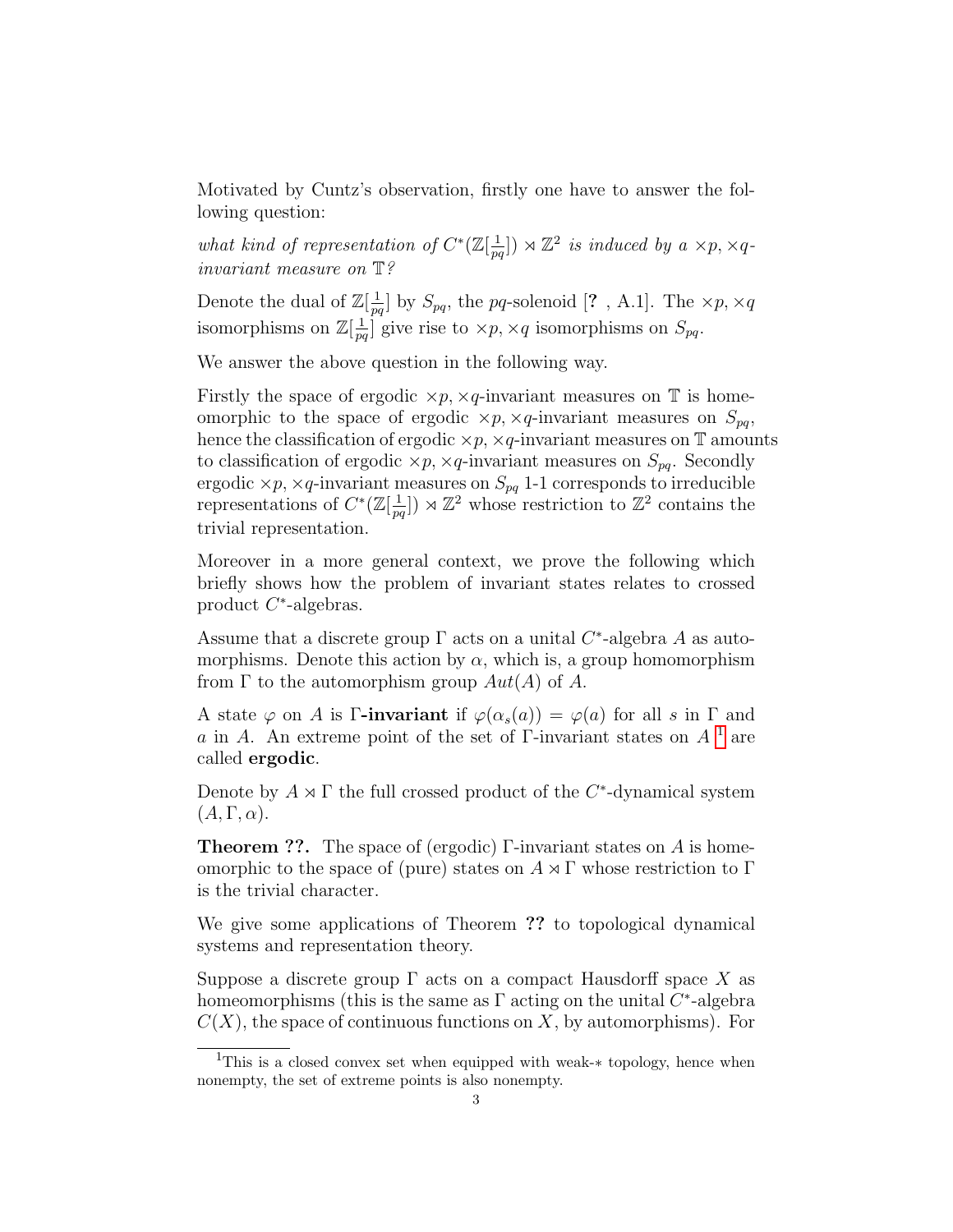Motivated by Cuntz's observation, firstly one have to answer the following question:

*what kind of representation of $C^*(\mathbb{Z}[\frac{1}{pq}]) \rtimes \mathbb{Z}^2$ is induced by a $\times p, \times q$-invariant measure on $\mathbb{T}$?*

Denote the dual of $\mathbb{Z}[\frac{1}{pq}]$ by $S_{pq}$, the $pq$-solenoid [? , A.1]. The $\times p, \times q$ isomorphisms on $\mathbb{Z}[\frac{1}{pq}]$ give rise to $\times p, \times q$ isomorphisms on $S_{pq}$.

We answer the above question in the following way.

Firstly the space of ergodic $\times p, \times q$-invariant measures on $\mathbb{T}$ is homeomorphic to the space of ergodic $\times p, \times q$-invariant measures on $S_{pq}$, hence the classification of ergodic $\times p, \times q$-invariant measures on $\mathbb{T}$ amounts to classification of ergodic $\times p, \times q$-invariant measures on $S_{pq}$. Secondly ergodic $\times p, \times q$-invariant measures on $S_{pq}$ 1-1 corresponds to irreducible representations of $C^*(\mathbb{Z}[\frac{1}{pq}]) \rtimes \mathbb{Z}^2$ whose restriction to $\mathbb{Z}^2$ contains the trivial representation.

Moreover in a more general context, we prove the following which briefly shows how the problem of invariant states relates to crossed product $C^*$-algebras.

Assume that a discrete group $\Gamma$ acts on a unital $C^*$-algebra $A$ as automorphisms. Denote this action by $\alpha$, which is, a group homomorphism from $\Gamma$ to the automorphism group $Aut(A)$ of $A$.

A state $\varphi$ on $A$ is **$\Gamma$-invariant** if $\varphi(\alpha_s(a)) = \varphi(a)$ for all $s$ in $\Gamma$ and $a$ in $A$. An extreme point of the set of $\Gamma$-invariant states on $A$ [1] are called **ergodic**.

Denote by $A \rtimes \Gamma$ the full crossed product of the $C^*$-dynamical system $(A, \Gamma, \alpha)$.

**Theorem ??.** The space of (ergodic) $\Gamma$-invariant states on $A$ is homeomorphic to the space of (pure) states on $A \rtimes \Gamma$ whose restriction to $\Gamma$ is the trivial character.

We give some applications of Theorem **??** to topological dynamical systems and representation theory.

Suppose a discrete group $\Gamma$ acts on a compact Hausdorff space $X$ as homeomorphisms (this is the same as $\Gamma$ acting on the unital $C^*$-algebra $C(X)$, the space of continuous functions on $X$, by automorphisms). For

[1] This is a closed convex set when equipped with weak-$*$ topology, hence when nonempty, the set of extreme points is also nonempty.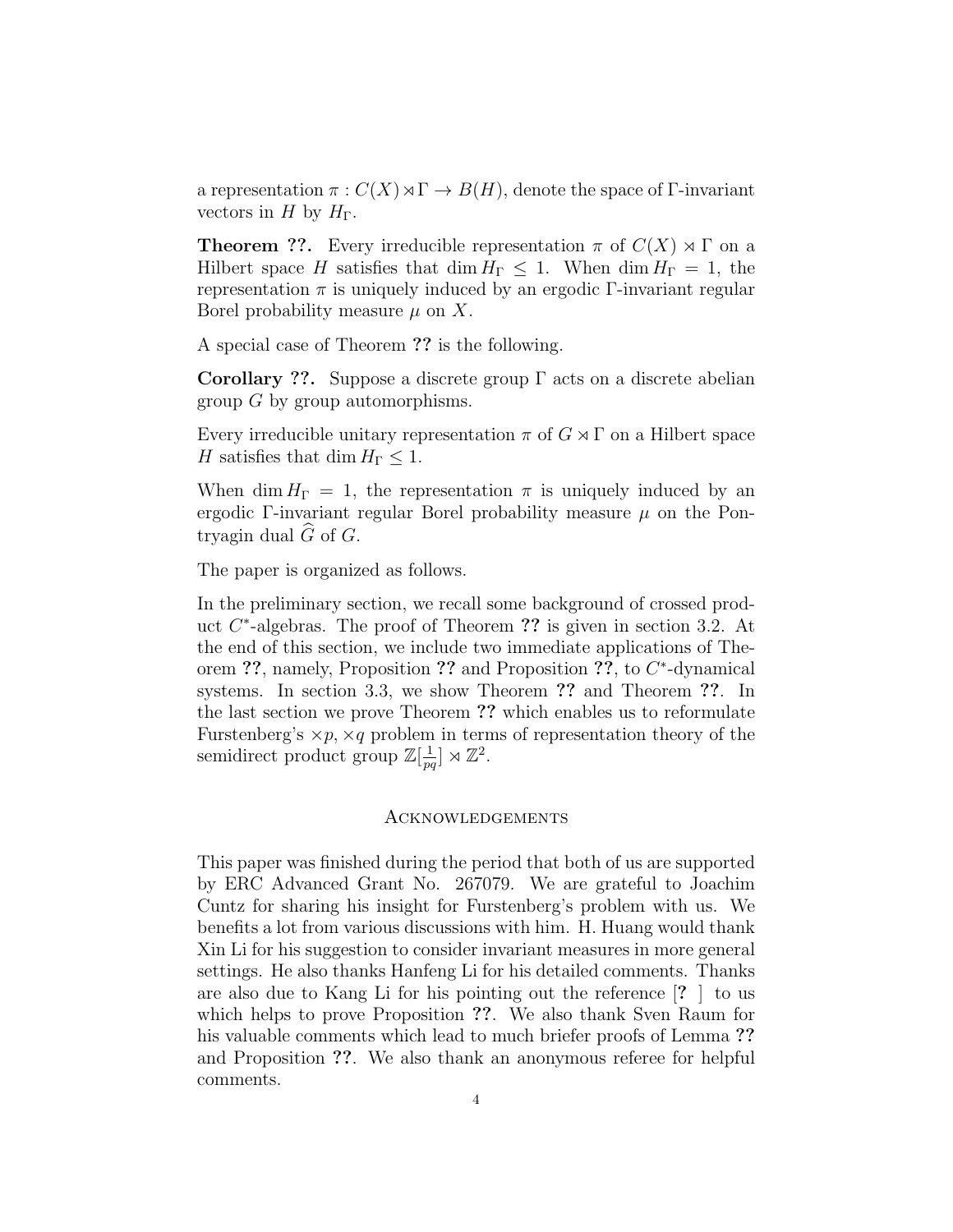a representation $\pi : C(X) \rtimes \Gamma \to B(H)$, denote the space of $\Gamma$-invariant vectors in $H$ by $H_\Gamma$.

**Theorem ??.** Every irreducible representation $\pi$ of $C(X) \rtimes \Gamma$ on a Hilbert space $H$ satisfies that $\dim H_\Gamma \leq 1$. When $\dim H_\Gamma = 1$, the representation $\pi$ is uniquely induced by an ergodic $\Gamma$-invariant regular Borel probability measure $\mu$ on $X$.

A special case of Theorem **??** is the following.

**Corollary ??.** Suppose a discrete group $\Gamma$ acts on a discrete abelian group $G$ by group automorphisms.

Every irreducible unitary representation $\pi$ of $G \rtimes \Gamma$ on a Hilbert space $H$ satisfies that $\dim H_\Gamma \leq 1$.

When $\dim H_\Gamma = 1$, the representation $\pi$ is uniquely induced by an ergodic $\Gamma$-invariant regular Borel probability measure $\mu$ on the Pontryagin dual $\widehat{G}$ of $G$.

The paper is organized as follows.

In the preliminary section, we recall some background of crossed product $C^*$-algebras. The proof of Theorem **??** is given in section 3.2. At the end of this section, we include two immediate applications of Theorem **??**, namely, Proposition **??** and Proposition **??**, to $C^*$-dynamical systems. In section 3.3, we show Theorem **??** and Theorem **??**. In the last section we prove Theorem **??** which enables us to reformulate Furstenberg's $\times p, \times q$ problem in terms of representation theory of the semidirect product group $\mathbb{Z}[\frac{1}{pq}] \rtimes \mathbb{Z}^2$.

## Acknowledgements

This paper was finished during the period that both of us are supported by ERC Advanced Grant No. 267079. We are grateful to Joachim Cuntz for sharing his insight for Furstenberg's problem with us. We benefits a lot from various discussions with him. H. Huang would thank Xin Li for his suggestion to consider invariant measures in more general settings. He also thanks Hanfeng Li for his detailed comments. Thanks are also due to Kang Li for his pointing out the reference [**?** ] to us which helps to prove Proposition **??**. We also thank Sven Raum for his valuable comments which lead to much briefer proofs of Lemma **??** and Proposition **??**. We also thank an anonymous referee for helpful comments.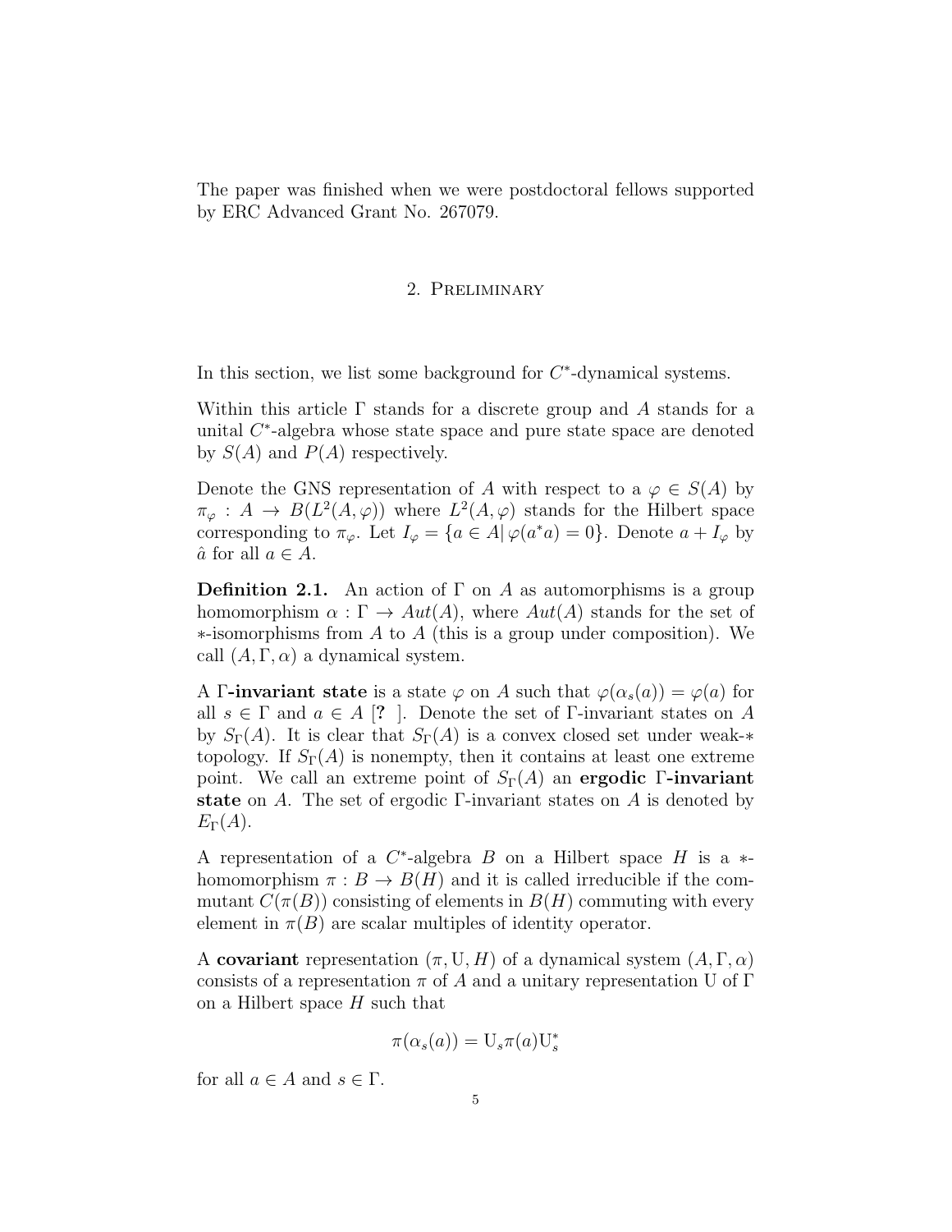The paper was finished when we were postdoctoral fellows supported by ERC Advanced Grant No. 267079.

## 2. Preliminary

In this section, we list some background for $C^*$-dynamical systems.

Within this article $\Gamma$ stands for a discrete group and $A$ stands for a unital $C^*$-algebra whose state space and pure state space are denoted by $S(A)$ and $P(A)$ respectively.

Denote the GNS representation of $A$ with respect to a $\varphi \in S(A)$ by $\pi_\varphi : A \to B(L^2(A, \varphi))$ where $L^2(A, \varphi)$ stands for the Hilbert space corresponding to $\pi_\varphi$. Let $I_\varphi = \{a \in A | \, \varphi(a^*a) = 0\}$. Denote $a + I_\varphi$ by $\hat{a}$ for all $a \in A$.

**Definition 2.1.** An action of $\Gamma$ on $A$ as automorphisms is a group homomorphism $\alpha : \Gamma \to Aut(A)$, where $Aut(A)$ stands for the set of $*$-isomorphisms from $A$ to $A$ (this is a group under composition). We call $(A, \Gamma, \alpha)$ a dynamical system.

A **$\Gamma$-invariant state** is a state $\varphi$ on $A$ such that $\varphi(\alpha_s(a)) = \varphi(a)$ for all $s \in \Gamma$ and $a \in A$ [**?** ]. Denote the set of $\Gamma$-invariant states on $A$ by $S_\Gamma(A)$. It is clear that $S_\Gamma(A)$ is a convex closed set under weak-$*$ topology. If $S_\Gamma(A)$ is nonempty, then it contains at least one extreme point. We call an extreme point of $S_\Gamma(A)$ an **ergodic $\Gamma$-invariant state** on $A$. The set of ergodic $\Gamma$-invariant states on $A$ is denoted by $E_\Gamma(A)$.

A representation of a $C^*$-algebra $B$ on a Hilbert space $H$ is a $*$-homomorphism $\pi : B \to B(H)$ and it is called irreducible if the commutant $C(\pi(B))$ consisting of elements in $B(H)$ commuting with every element in $\pi(B)$ are scalar multiples of identity operator.

A **covariant** representation $(\pi, \mathrm{U}, H)$ of a dynamical system $(A, \Gamma, \alpha)$ consists of a representation $\pi$ of $A$ and a unitary representation $\mathrm{U}$ of $\Gamma$ on a Hilbert space $H$ such that

$$\pi(\alpha_s(a)) = \mathrm{U}_s \pi(a) \mathrm{U}_s^*$$

for all $a \in A$ and $s \in \Gamma$.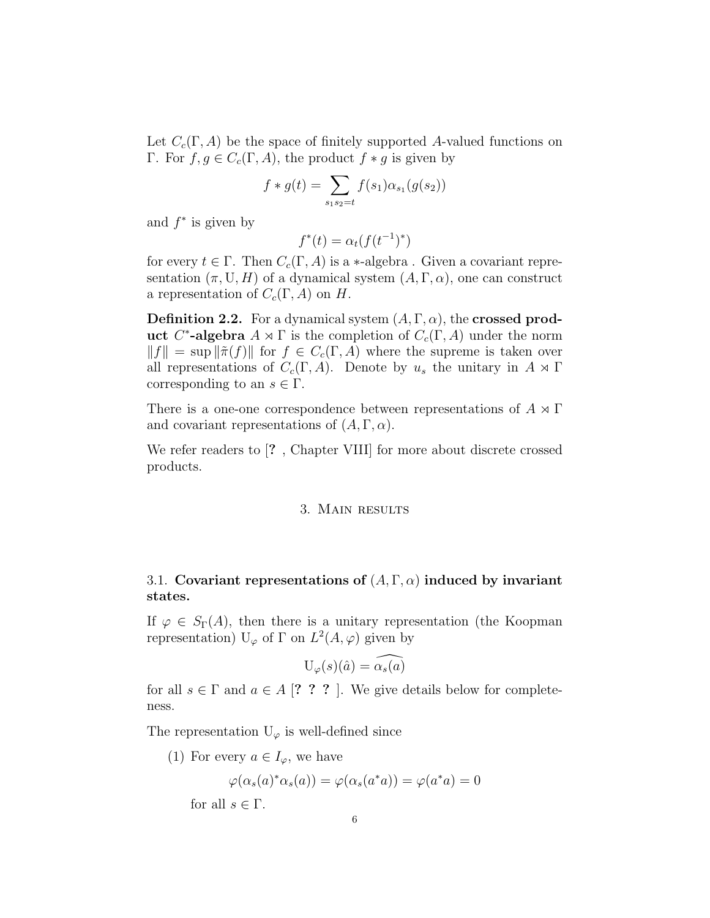Let $C_c(\Gamma, A)$ be the space of finitely supported $A$-valued functions on $\Gamma$. For $f, g \in C_c(\Gamma, A)$, the product $f * g$ is given by

$$f * g(t) = \sum_{s_1 s_2 = t} f(s_1)\alpha_{s_1}(g(s_2))$$

and $f^*$ is given by

$$f^*(t) = \alpha_t(f(t^{-1})^*)$$

for every $t \in \Gamma$. Then $C_c(\Gamma, A)$ is a $*$-algebra . Given a covariant representation $(\pi, \mathrm{U}, H)$ of a dynamical system $(A, \Gamma, \alpha)$, one can construct a representation of $C_c(\Gamma, A)$ on $H$.

**Definition 2.2.** For a dynamical system $(A, \Gamma, \alpha)$, the **crossed product $C^*$-algebra** $A \rtimes \Gamma$ is the completion of $C_c(\Gamma, A)$ under the norm $\|f\| = \sup \|\tilde{\pi}(f)\|$ for $f \in C_c(\Gamma, A)$ where the supreme is taken over all representations of $C_c(\Gamma, A)$. Denote by $u_s$ the unitary in $A \rtimes \Gamma$ corresponding to an $s \in \Gamma$.

There is a one-one correspondence between representations of $A \rtimes \Gamma$ and covariant representations of $(A, \Gamma, \alpha)$.

We refer readers to [**?** , Chapter VIII] for more about discrete crossed products.

## 3. Main results

### 3.1. Covariant representations of $(A, \Gamma, \alpha)$ induced by invariant states.

If $\varphi \in S_\Gamma(A)$, then there is a unitary representation (the Koopman representation) $\mathrm{U}_\varphi$ of $\Gamma$ on $L^2(A, \varphi)$ given by

$$\mathrm{U}_\varphi(s)(\hat{a}) = \widehat{\alpha_s(a)}$$

for all $s \in \Gamma$ and $a \in A$ [**? ? ?** ]. We give details below for completeness.

The representation $\mathrm{U}_\varphi$ is well-defined since

(1) For every $a \in I_\varphi$, we have

$$\varphi(\alpha_s(a)^*\alpha_s(a)) = \varphi(\alpha_s(a^*a)) = \varphi(a^*a) = 0$$

for all $s \in \Gamma$.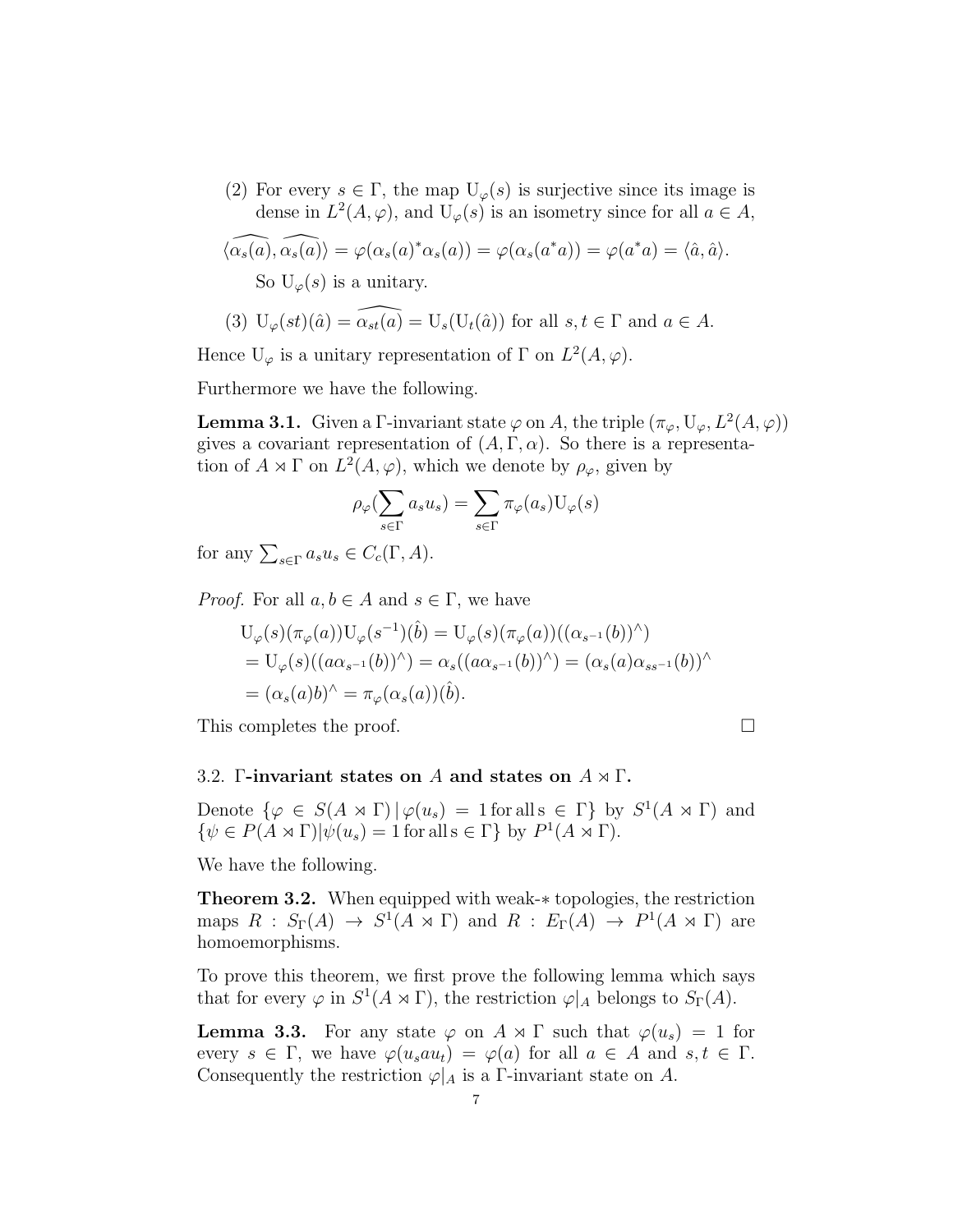(2) For every $s \in \Gamma$, the map $\mathrm{U}_\varphi(s)$ is surjective since its image is dense in $L^2(A, \varphi)$, and $\mathrm{U}_\varphi(s)$ is an isometry since for all $a \in A$,

$$\langle \widehat{\alpha_s(a)}, \widehat{\alpha_s(a)} \rangle = \varphi(\alpha_s(a)^* \alpha_s(a)) = \varphi(\alpha_s(a^* a)) = \varphi(a^* a) = \langle \hat{a}, \hat{a} \rangle.$$

So $\mathrm{U}_\varphi(s)$ is a unitary.

(3) $\mathrm{U}_\varphi(st)(\hat{a}) = \widehat{\alpha_{st}(a)} = \mathrm{U}_s(\mathrm{U}_t(\hat{a}))$ for all $s, t \in \Gamma$ and $a \in A$.

Hence $\mathrm{U}_\varphi$ is a unitary representation of $\Gamma$ on $L^2(A, \varphi)$.

Furthermore we have the following.

**Lemma 3.1.** Given a $\Gamma$-invariant state $\varphi$ on $A$, the triple $(\pi_\varphi, \mathrm{U}_\varphi, L^2(A, \varphi))$ gives a covariant representation of $(A, \Gamma, \alpha)$. So there is a representation of $A \rtimes \Gamma$ on $L^2(A, \varphi)$, which we denote by $\rho_\varphi$, given by

$$\rho_\varphi(\sum_{s \in \Gamma} a_s u_s) = \sum_{s \in \Gamma} \pi_\varphi(a_s) \mathrm{U}_\varphi(s)$$

for any $\sum_{s \in \Gamma} a_s u_s \in C_c(\Gamma, A)$.

*Proof.* For all $a, b \in A$ and $s \in \Gamma$, we have

$$\begin{aligned}
&\mathrm{U}_\varphi(s)(\pi_\varphi(a))\mathrm{U}_\varphi(s^{-1})(\hat{b}) = \mathrm{U}_\varphi(s)(\pi_\varphi(a))((\alpha_{s^{-1}}(b))^\wedge) \\
&= \mathrm{U}_\varphi(s)((a\alpha_{s^{-1}}(b))^\wedge) = \alpha_s((a\alpha_{s^{-1}}(b))^\wedge) = (\alpha_s(a)\alpha_{ss^{-1}}(b))^\wedge \\
&= (\alpha_s(a)b)^\wedge = \pi_\varphi(\alpha_s(a))(\hat{b}).
\end{aligned}$$

This completes the proof. $\square$

### 3.2. $\Gamma$-invariant states on $A$ and states on $A \rtimes \Gamma$.

Denote $\{\varphi \in S(A \rtimes \Gamma) \,|\, \varphi(u_s) = 1 \text{ for all s} \in \Gamma\}$ by $S^1(A \rtimes \Gamma)$ and $\{\psi \in P(A \rtimes \Gamma) | \psi(u_s) = 1 \text{ for all s} \in \Gamma\}$ by $P^1(A \rtimes \Gamma)$.

We have the following.

**Theorem 3.2.** When equipped with weak-$*$ topologies, the restriction maps $R : S_\Gamma(A) \to S^1(A \rtimes \Gamma)$ and $R : E_\Gamma(A) \to P^1(A \rtimes \Gamma)$ are homeomorphisms.

To prove this theorem, we first prove the following lemma which says that for every $\varphi$ in $S^1(A \rtimes \Gamma)$, the restriction $\varphi|_A$ belongs to $S_\Gamma(A)$.

**Lemma 3.3.** For any state $\varphi$ on $A \rtimes \Gamma$ such that $\varphi(u_s) = 1$ for every $s \in \Gamma$, we have $\varphi(u_s a u_t) = \varphi(a)$ for all $a \in A$ and $s, t \in \Gamma$. Consequently the restriction $\varphi|_A$ is a $\Gamma$-invariant state on $A$.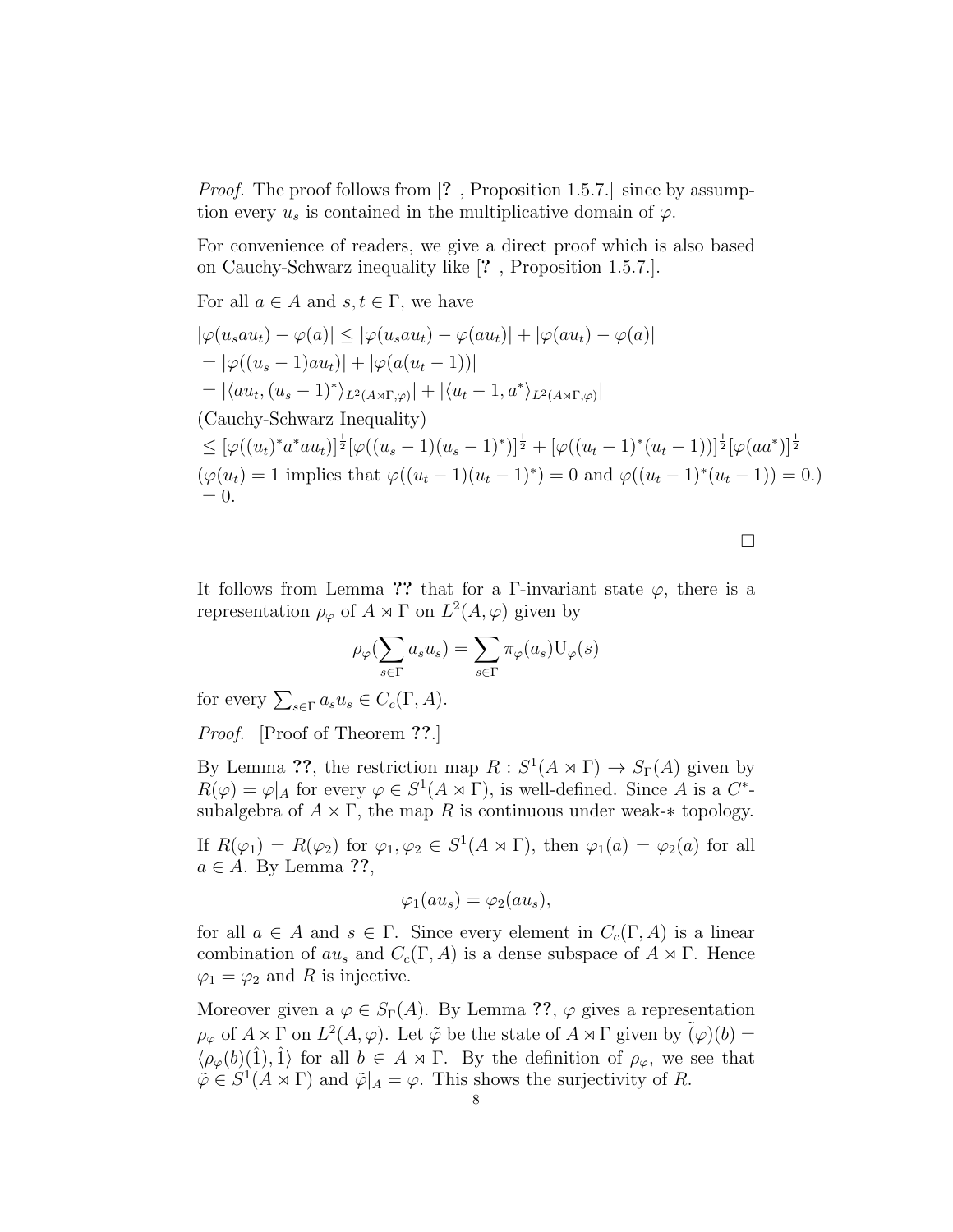*Proof.* The proof follows from [? , Proposition 1.5.7.] since by assumption every $u_s$ is contained in the multiplicative domain of $\varphi$.

For convenience of readers, we give a direct proof which is also based on Cauchy-Schwarz inequality like [? , Proposition 1.5.7.].

For all $a \in A$ and $s, t \in \Gamma$, we have

$|\varphi(u_s a u_t) - \varphi(a)| \leq |\varphi(u_s a u_t) - \varphi(a u_t)| + |\varphi(a u_t) - \varphi(a)|$
$= |\varphi((u_s - 1) a u_t)| + |\varphi(a(u_t - 1))|$
$= |\langle a u_t, (u_s - 1)^* \rangle_{L^2(A \rtimes \Gamma, \varphi)}| + |\langle u_t - 1, a^* \rangle_{L^2(A \rtimes \Gamma, \varphi)}|$
(Cauchy-Schwarz Inequality)
$\leq [\varphi((u_t)^* a^* a u_t)]^{\frac{1}{2}} [\varphi((u_s - 1)(u_s - 1)^*)]^{\frac{1}{2}} + [\varphi((u_t - 1)^*(u_t - 1))]^{\frac{1}{2}} [\varphi(a a^*)]^{\frac{1}{2}}$
($\varphi(u_t) = 1$ implies that $\varphi((u_t - 1)(u_t - 1)^*) = 0$ and $\varphi((u_t - 1)^*(u_t - 1)) = 0$.)
$= 0.$

□

It follows from Lemma ?? that for a $\Gamma$-invariant state $\varphi$, there is a representation $\rho_\varphi$ of $A \rtimes \Gamma$ on $L^2(A, \varphi)$ given by

$$\rho_\varphi(\sum_{s \in \Gamma} a_s u_s) = \sum_{s \in \Gamma} \pi_\varphi(a_s) \mathrm{U}_\varphi(s)$$

for every $\sum_{s \in \Gamma} a_s u_s \in C_c(\Gamma, A)$.

*Proof.* [Proof of Theorem ??.]

By Lemma ??, the restriction map $R : S^1(A \rtimes \Gamma) \to S_\Gamma(A)$ given by $R(\varphi) = \varphi|_A$ for every $\varphi \in S^1(A \rtimes \Gamma)$, is well-defined. Since $A$ is a $C^*$-subalgebra of $A \rtimes \Gamma$, the map $R$ is continuous under weak-$*$ topology.

If $R(\varphi_1) = R(\varphi_2)$ for $\varphi_1, \varphi_2 \in S^1(A \rtimes \Gamma)$, then $\varphi_1(a) = \varphi_2(a)$ for all $a \in A$. By Lemma ??,

$$\varphi_1(a u_s) = \varphi_2(a u_s),$$

for all $a \in A$ and $s \in \Gamma$. Since every element in $C_c(\Gamma, A)$ is a linear combination of $a u_s$ and $C_c(\Gamma, A)$ is a dense subspace of $A \rtimes \Gamma$. Hence $\varphi_1 = \varphi_2$ and $R$ is injective.

Moreover given a $\varphi \in S_\Gamma(A)$. By Lemma ??, $\varphi$ gives a representation $\rho_\varphi$ of $A \rtimes \Gamma$ on $L^2(A, \varphi)$. Let $\tilde{\varphi}$ be the state of $A \rtimes \Gamma$ given by $\tilde{(\varphi)}(b) = \langle \rho_\varphi(b)(\hat{1}), \hat{1} \rangle$ for all $b \in A \rtimes \Gamma$. By the definition of $\rho_\varphi$, we see that $\tilde{\varphi} \in S^1(A \rtimes \Gamma)$ and $\tilde{\varphi}|_A = \varphi$. This shows the surjectivity of $R$.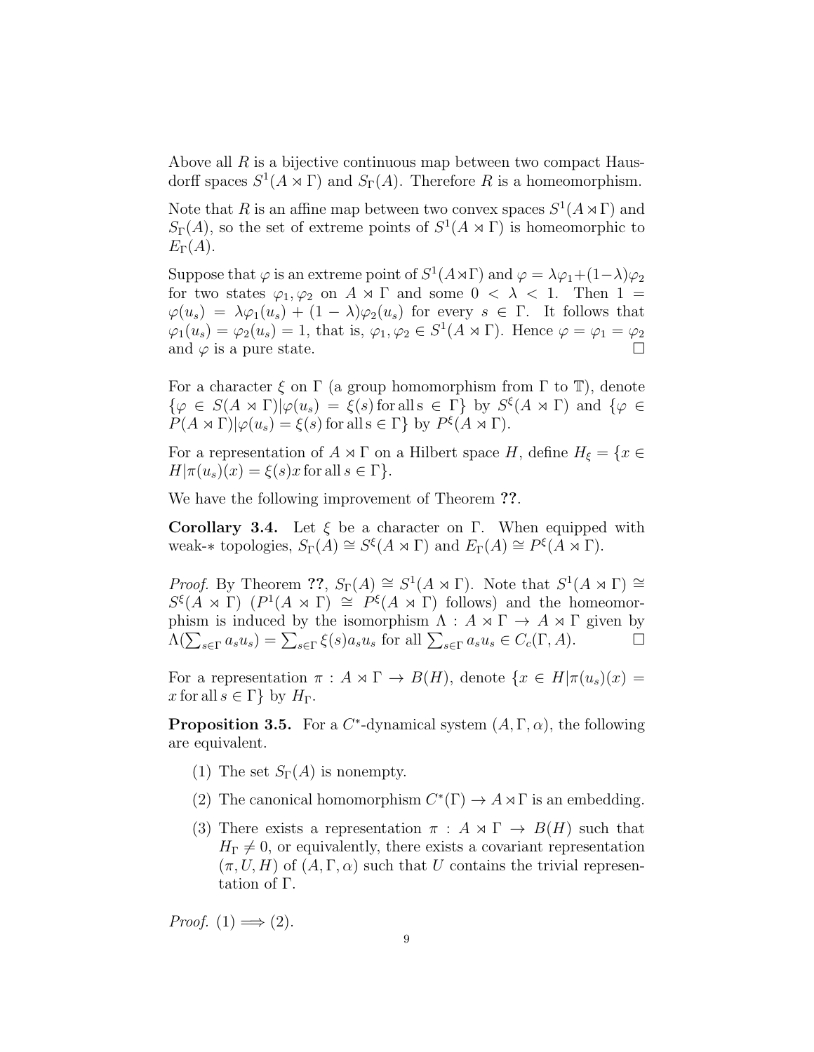Above all $R$ is a bijective continuous map between two compact Hausdorff spaces $S^1(A \rtimes \Gamma)$ and $S_\Gamma(A)$. Therefore $R$ is a homeomorphism.

Note that $R$ is an affine map between two convex spaces $S^1(A \rtimes \Gamma)$ and $S_\Gamma(A)$, so the set of extreme points of $S^1(A \rtimes \Gamma)$ is homeomorphic to $E_\Gamma(A)$.

Suppose that $\varphi$ is an extreme point of $S^1(A \rtimes \Gamma)$ and $\varphi = \lambda\varphi_1 + (1-\lambda)\varphi_2$ for two states $\varphi_1, \varphi_2$ on $A \rtimes \Gamma$ and some $0 < \lambda < 1$. Then $1 = \varphi(u_s) = \lambda\varphi_1(u_s) + (1-\lambda)\varphi_2(u_s)$ for every $s \in \Gamma$. It follows that $\varphi_1(u_s) = \varphi_2(u_s) = 1$, that is, $\varphi_1, \varphi_2 \in S^1(A \rtimes \Gamma)$. Hence $\varphi = \varphi_1 = \varphi_2$ and $\varphi$ is a pure state. $\square$

For a character $\xi$ on $\Gamma$ (a group homomorphism from $\Gamma$ to $\mathbb{T}$), denote $\{\varphi \in S(A \rtimes \Gamma) | \varphi(u_s) = \xi(s) \, \text{for all} \, s \in \Gamma\}$ by $S^\xi(A \rtimes \Gamma)$ and $\{\varphi \in P(A \rtimes \Gamma) | \varphi(u_s) = \xi(s) \, \text{for all} \, s \in \Gamma\}$ by $P^\xi(A \rtimes \Gamma)$.

For a representation of $A \rtimes \Gamma$ on a Hilbert space $H$, define $H_\xi = \{x \in H | \pi(u_s)(x) = \xi(s)x \, \text{for all} \, s \in \Gamma\}$.

We have the following improvement of Theorem **??**.

**Corollary 3.4.** *Let $\xi$ be a character on $\Gamma$. When equipped with weak-$*$ topologies, $S_\Gamma(A) \cong S^\xi(A \rtimes \Gamma)$ and $E_\Gamma(A) \cong P^\xi(A \rtimes \Gamma)$.*

*Proof.* By Theorem **??**, $S_\Gamma(A) \cong S^1(A \rtimes \Gamma)$. Note that $S^1(A \rtimes \Gamma) \cong S^\xi(A \rtimes \Gamma)$ ($P^1(A \rtimes \Gamma) \cong P^\xi(A \rtimes \Gamma)$ follows) and the homeomorphism is induced by the isomorphism $\Lambda : A \rtimes \Gamma \to A \rtimes \Gamma$ given by $\Lambda(\sum_{s\in\Gamma} a_s u_s) = \sum_{s\in\Gamma} \xi(s) a_s u_s$ for all $\sum_{s\in\Gamma} a_s u_s \in C_c(\Gamma, A)$. $\square$

For a representation $\pi : A \rtimes \Gamma \to B(H)$, denote $\{x \in H | \pi(u_s)(x) = x \, \text{for all} \, s \in \Gamma\}$ by $H_\Gamma$.

**Proposition 3.5.** *For a $C^*$-dynamical system $(A, \Gamma, \alpha)$, the following are equivalent.*

1. *The set $S_\Gamma(A)$ is nonempty.*
2. *The canonical homomorphism $C^*(\Gamma) \to A \rtimes \Gamma$ is an embedding.*
3. *There exists a representation $\pi : A \rtimes \Gamma \to B(H)$ such that $H_\Gamma \neq 0$, or equivalently, there exists a covariant representation $(\pi, U, H)$ of $(A, \Gamma, \alpha)$ such that $U$ contains the trivial representation of $\Gamma$.*

*Proof.* (1) $\Longrightarrow$ (2).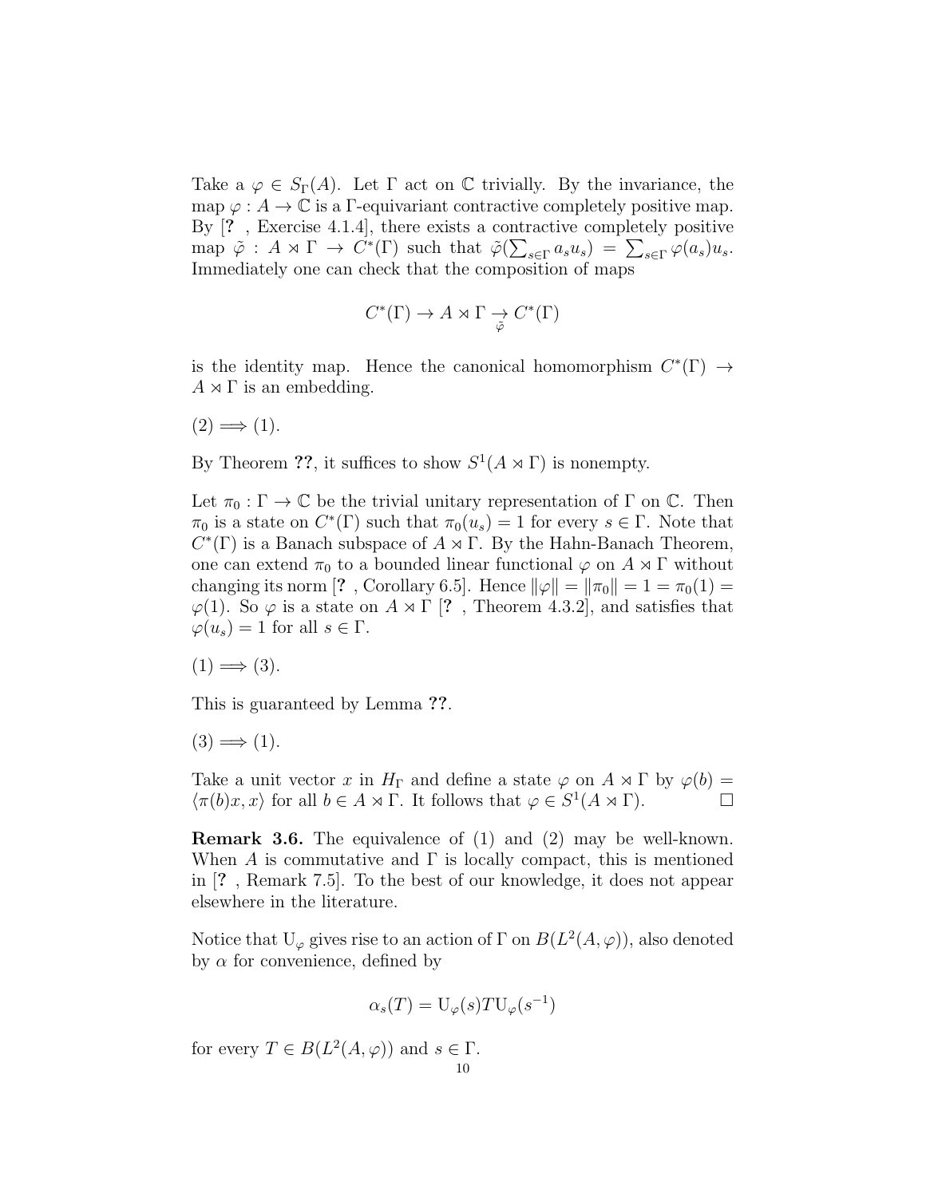Take a $\varphi \in S_\Gamma(A)$. Let $\Gamma$ act on $\mathbb{C}$ trivially. By the invariance, the map $\varphi : A \to \mathbb{C}$ is a $\Gamma$-equivariant contractive completely positive map. By [? , Exercise 4.1.4], there exists a contractive completely positive map $\tilde{\varphi} : A \rtimes \Gamma \to C^*(\Gamma)$ such that $\tilde{\varphi}(\sum_{s\in\Gamma} a_s u_s) = \sum_{s\in\Gamma} \varphi(a_s) u_s$. Immediately one can check that the composition of maps

$$C^*(\Gamma) \to A \rtimes \Gamma \underset{\tilde{\varphi}}{\to} C^*(\Gamma)$$

is the identity map. Hence the canonical homomorphism $C^*(\Gamma) \to A \rtimes \Gamma$ is an embedding.

$(2) \implies (1)$.

By Theorem **??**, it suffices to show $S^1(A \rtimes \Gamma)$ is nonempty.

Let $\pi_0 : \Gamma \to \mathbb{C}$ be the trivial unitary representation of $\Gamma$ on $\mathbb{C}$. Then $\pi_0$ is a state on $C^*(\Gamma)$ such that $\pi_0(u_s) = 1$ for every $s \in \Gamma$. Note that $C^*(\Gamma)$ is a Banach subspace of $A \rtimes \Gamma$. By the Hahn-Banach Theorem, one can extend $\pi_0$ to a bounded linear functional $\varphi$ on $A \rtimes \Gamma$ without changing its norm [? , Corollary 6.5]. Hence $\|\varphi\| = \|\pi_0\| = 1 = \pi_0(1) = \varphi(1)$. So $\varphi$ is a state on $A \rtimes \Gamma$ [? , Theorem 4.3.2], and satisfies that $\varphi(u_s) = 1$ for all $s \in \Gamma$.

$(1) \implies (3)$.

This is guaranteed by Lemma **??**.

$(3) \implies (1)$.

Take a unit vector $x$ in $H_\Gamma$ and define a state $\varphi$ on $A \rtimes \Gamma$ by $\varphi(b) = \langle \pi(b)x, x\rangle$ for all $b \in A \rtimes \Gamma$. It follows that $\varphi \in S^1(A \rtimes \Gamma)$. □

**Remark 3.6.** The equivalence of (1) and (2) may be well-known. When $A$ is commutative and $\Gamma$ is locally compact, this is mentioned in [? , Remark 7.5]. To the best of our knowledge, it does not appear elsewhere in the literature.

Notice that $\mathrm{U}_\varphi$ gives rise to an action of $\Gamma$ on $B(L^2(A, \varphi))$, also denoted by $\alpha$ for convenience, defined by

$$\alpha_s(T) = \mathrm{U}_\varphi(s) T \mathrm{U}_\varphi(s^{-1})$$

for every $T \in B(L^2(A, \varphi))$ and $s \in \Gamma$.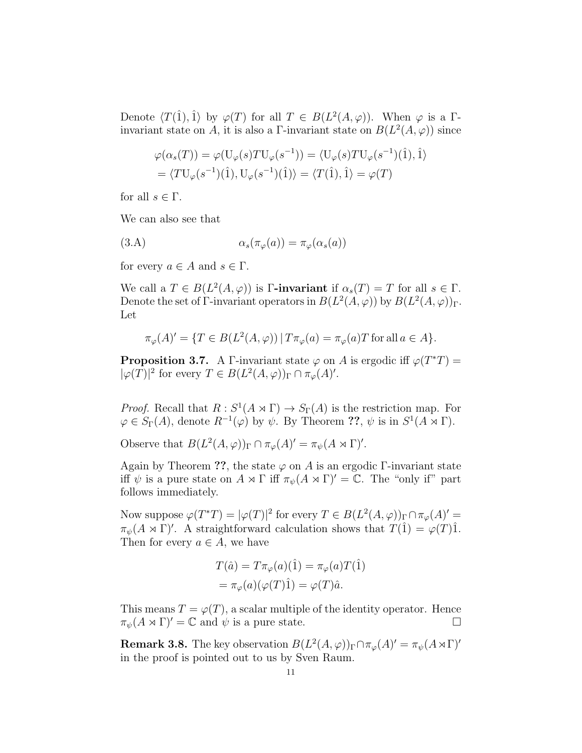Denote $\langle T(\hat{1}), \hat{1}\rangle$ by $\varphi(T)$ for all $T \in B(L^2(A,\varphi))$. When $\varphi$ is a $\Gamma$-invariant state on $A$, it is also a $\Gamma$-invariant state on $B(L^2(A,\varphi))$ since

$$
\begin{aligned}
\varphi(\alpha_s(T)) &= \varphi(\mathrm{U}_\varphi(s) T \mathrm{U}_\varphi(s^{-1})) = \langle \mathrm{U}_\varphi(s) T \mathrm{U}_\varphi(s^{-1})(\hat{1}), \hat{1}\rangle \\
&= \langle T \mathrm{U}_\varphi(s^{-1})(\hat{1}), \mathrm{U}_\varphi(s^{-1})(\hat{1})\rangle = \langle T(\hat{1}), \hat{1}\rangle = \varphi(T)
\end{aligned}
$$

for all $s \in \Gamma$.

We can also see that

$$
\alpha_s(\pi_\varphi(a)) = \pi_\varphi(\alpha_s(a)) \tag{3.A}
$$

for every $a \in A$ and $s \in \Gamma$.

We call a $T \in B(L^2(A,\varphi))$ is **$\Gamma$-invariant** if $\alpha_s(T) = T$ for all $s \in \Gamma$. Denote the set of $\Gamma$-invariant operators in $B(L^2(A,\varphi))$ by $B(L^2(A,\varphi))_\Gamma$. Let

$$
\pi_\varphi(A)' = \{T \in B(L^2(A,\varphi)) \,|\, T\pi_\varphi(a) = \pi_\varphi(a)T \text{ for all } a \in A\}.
$$

**Proposition 3.7.** A $\Gamma$-invariant state $\varphi$ on $A$ is ergodic iff $\varphi(T^*T) = |\varphi(T)|^2$ for every $T \in B(L^2(A,\varphi))_\Gamma \cap \pi_\varphi(A)'$.

*Proof.* Recall that $R : S^1(A \rtimes \Gamma) \to S_\Gamma(A)$ is the restriction map. For $\varphi \in S_\Gamma(A)$, denote $R^{-1}(\varphi)$ by $\psi$. By Theorem **??**, $\psi$ is in $S^1(A \rtimes \Gamma)$.

Observe that $B(L^2(A,\varphi))_\Gamma \cap \pi_\varphi(A)' = \pi_\psi(A \rtimes \Gamma)'$.

Again by Theorem **??**, the state $\varphi$ on $A$ is an ergodic $\Gamma$-invariant state iff $\psi$ is a pure state on $A \rtimes \Gamma$ iff $\pi_\psi(A \rtimes \Gamma)' = \mathbb{C}$. The "only if" part follows immediately.

Now suppose $\varphi(T^*T) = |\varphi(T)|^2$ for every $T \in B(L^2(A,\varphi))_\Gamma \cap \pi_\varphi(A)' = \pi_\psi(A \rtimes \Gamma)'$. A straightforward calculation shows that $T(\hat{1}) = \varphi(T)\hat{1}$. Then for every $a \in A$, we have

$$
\begin{aligned}
T(\hat{a}) &= T\pi_\varphi(a)(\hat{1}) = \pi_\varphi(a)T(\hat{1}) \\
&= \pi_\varphi(a)(\varphi(T)\hat{1}) = \varphi(T)\hat{a}.
\end{aligned}
$$

This means $T = \varphi(T)$, a scalar multiple of the identity operator. Hence $\pi_\psi(A \rtimes \Gamma)' = \mathbb{C}$ and $\psi$ is a pure state. $\square$

**Remark 3.8.** The key observation $B(L^2(A,\varphi))_\Gamma \cap \pi_\varphi(A)' = \pi_\psi(A \rtimes \Gamma)'$ in the proof is pointed out to us by Sven Raum.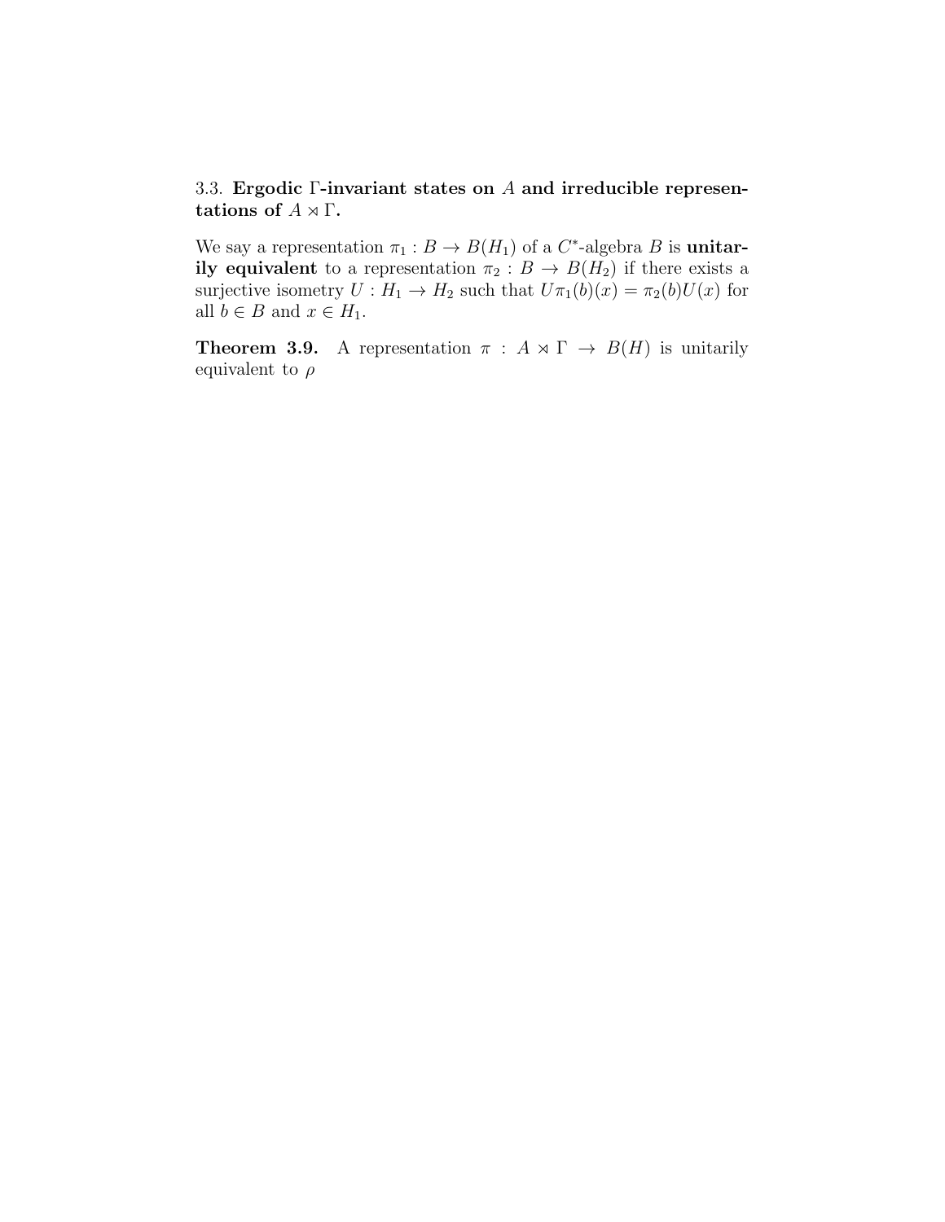### 3.3. Ergodic $\Gamma$-invariant states on $A$ and irreducible representations of $A \rtimes \Gamma$.

We say a representation $\pi_1 : B \to B(H_1)$ of a $C^*$-algebra $B$ is **unitarily equivalent** to a representation $\pi_2 : B \to B(H_2)$ if there exists a surjective isometry $U : H_1 \to H_2$ such that $U\pi_1(b)(x) = \pi_2(b)U(x)$ for all $b \in B$ and $x \in H_1$.

**Theorem 3.9.** A representation $\pi : A \rtimes \Gamma \to B(H)$ is unitarily equivalent to $\rho$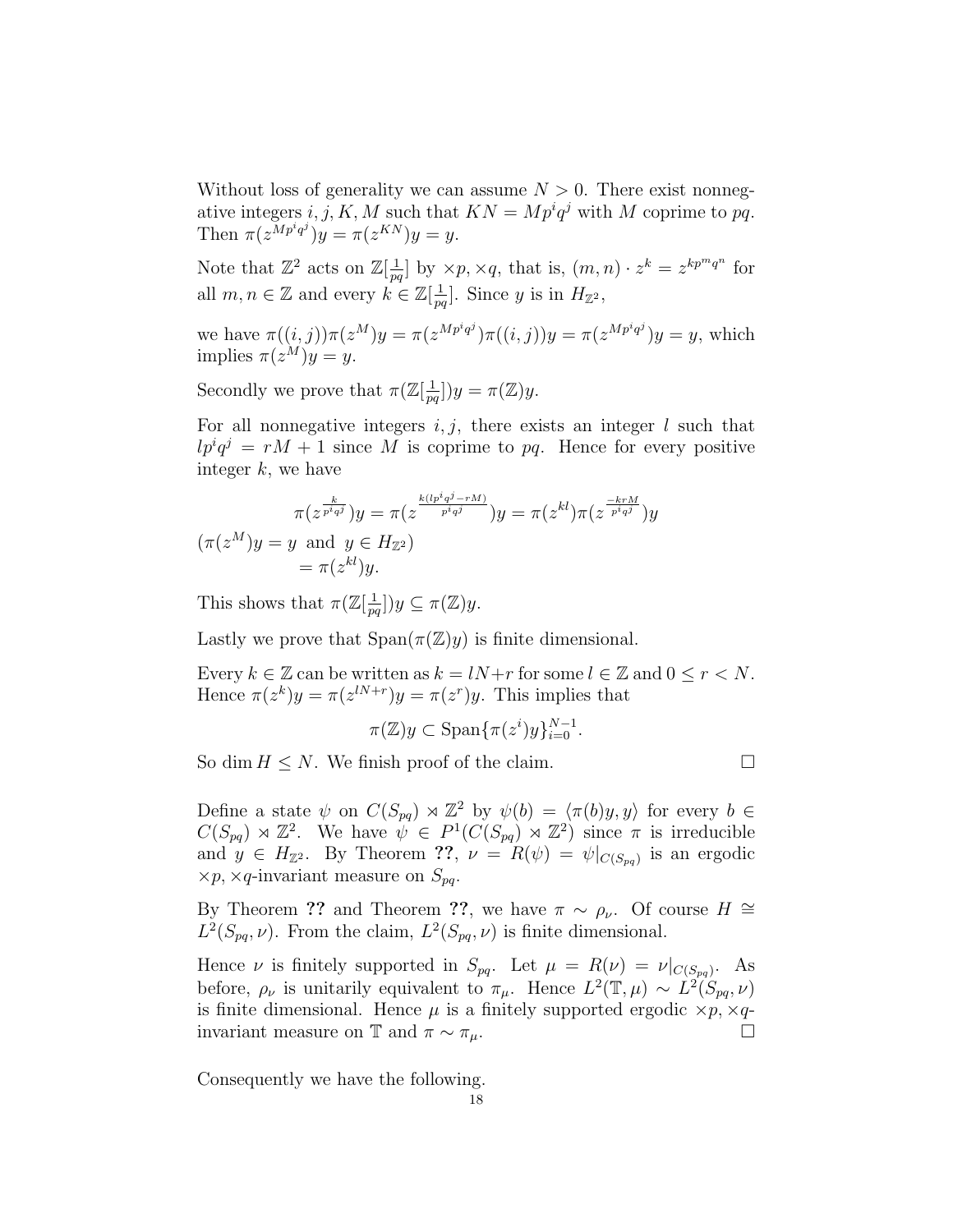Without loss of generality we can assume $N > 0$. There exist nonnegative integers $i, j, K, M$ such that $KN = Mp^iq^j$ with $M$ coprime to $pq$. Then $\pi(z^{Mp^iq^j})y = \pi(z^{KN})y = y$.

Note that $\mathbb{Z}^2$ acts on $\mathbb{Z}[\frac{1}{pq}]$ by $\times p, \times q$, that is, $(m, n) \cdot z^k = z^{kp^mq^n}$ for all $m, n \in \mathbb{Z}$ and every $k \in \mathbb{Z}[\frac{1}{pq}]$. Since $y$ is in $H_{\mathbb{Z}^2}$,

we have $\pi((i, j))\pi(z^M)y = \pi(z^{Mp^iq^j})\pi((i, j))y = \pi(z^{Mp^iq^j})y = y$, which implies $\pi(z^M)y = y$.

Secondly we prove that $\pi(\mathbb{Z}[\frac{1}{pq}])y = \pi(\mathbb{Z})y$.

For all nonnegative integers $i, j$, there exists an integer $l$ such that $lp^iq^j = rM + 1$ since $M$ is coprime to $pq$. Hence for every positive integer $k$, we have

$$\pi(z^{\frac{k}{p^iq^j}})y = \pi(z^{\frac{k(lp^iq^j - rM)}{p^iq^j}})y = \pi(z^{kl})\pi(z^{\frac{-krM}{p^iq^j}})y$$

$$(\pi(z^M)y = y \text{ and } y \in H_{\mathbb{Z}^2})$$
$$= \pi(z^{kl})y.$$

This shows that $\pi(\mathbb{Z}[\frac{1}{pq}])y \subseteq \pi(\mathbb{Z})y$.

Lastly we prove that $\mathrm{Span}(\pi(\mathbb{Z})y)$ is finite dimensional.

Every $k \in \mathbb{Z}$ can be written as $k = lN + r$ for some $l \in \mathbb{Z}$ and $0 \le r < N$. Hence $\pi(z^k)y = \pi(z^{lN+r})y = \pi(z^r)y$. This implies that

$$\pi(\mathbb{Z})y \subset \mathrm{Span}\{\pi(z^i)y\}_{i=0}^{N-1}.$$

So $\dim H \le N$. We finish proof of the claim. □

Define a state $\psi$ on $C(S_{pq}) \rtimes \mathbb{Z}^2$ by $\psi(b) = \langle \pi(b)y, y\rangle$ for every $b \in C(S_{pq}) \rtimes \mathbb{Z}^2$. We have $\psi \in P^1(C(S_{pq}) \rtimes \mathbb{Z}^2)$ since $\pi$ is irreducible and $y \in H_{\mathbb{Z}^2}$. By Theorem **??**, $\nu = R(\psi) = \psi|_{C(S_{pq})}$ is an ergodic $\times p, \times q$-invariant measure on $S_{pq}$.

By Theorem **??** and Theorem **??**, we have $\pi \sim \rho_\nu$. Of course $H \cong L^2(S_{pq}, \nu)$. From the claim, $L^2(S_{pq}, \nu)$ is finite dimensional.

Hence $\nu$ is finitely supported in $S_{pq}$. Let $\mu = R(\nu) = \nu|_{C(S_{pq})}$. As before, $\rho_\nu$ is unitarily equivalent to $\pi_\mu$. Hence $L^2(\mathbb{T}, \mu) \sim L^2(S_{pq}, \nu)$ is finite dimensional. Hence $\mu$ is a finitely supported ergodic $\times p, \times q$-invariant measure on $\mathbb{T}$ and $\pi \sim \pi_\mu$. □

Consequently we have the following.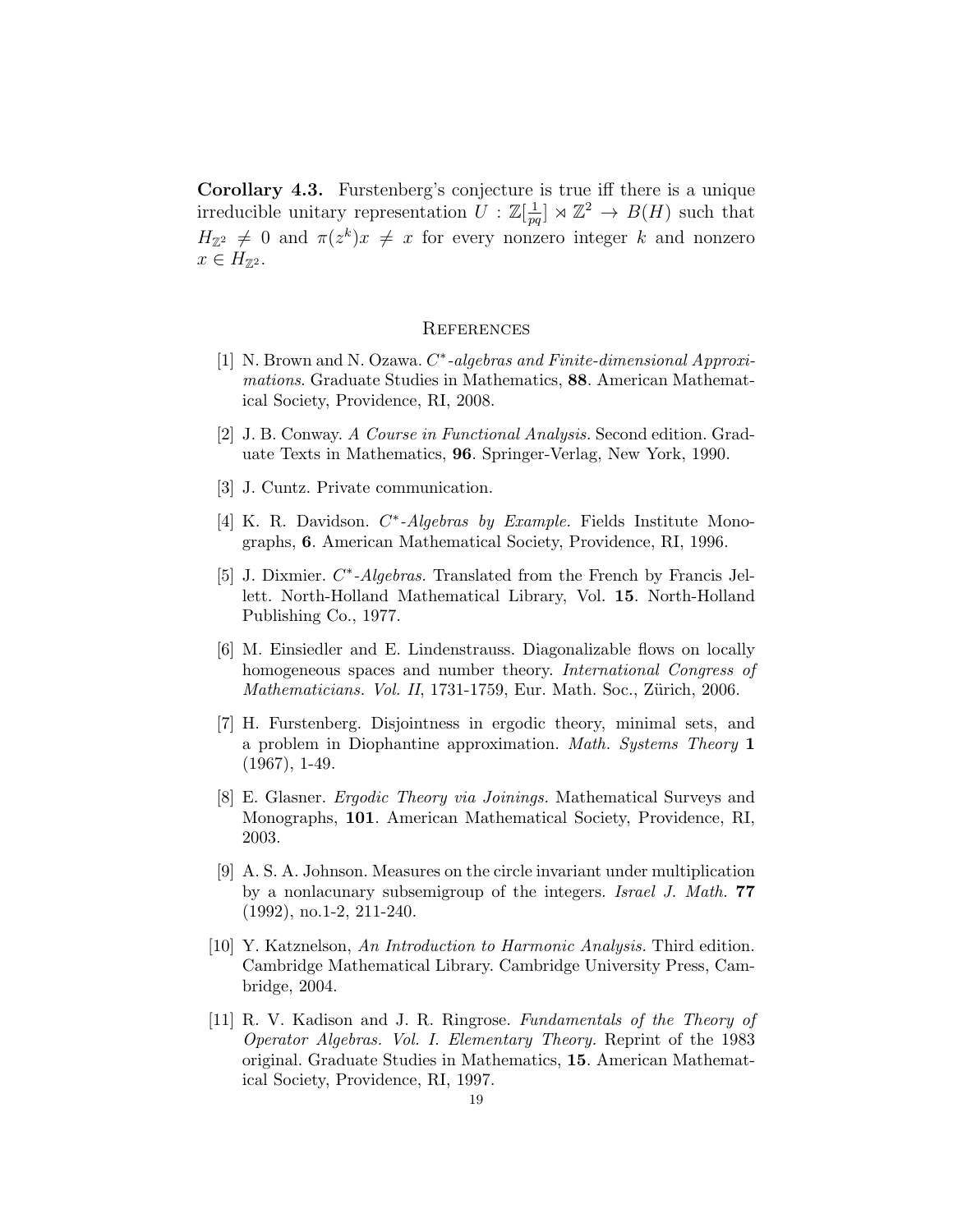**Corollary 4.3.** Furstenberg's conjecture is true iff there is a unique irreducible unitary representation $U : \mathbb{Z}[\frac{1}{pq}] \rtimes \mathbb{Z}^2 \to B(H)$ such that $H_{\mathbb{Z}^2} \neq 0$ and $\pi(z^k)x \neq x$ for every nonzero integer $k$ and nonzero $x \in H_{\mathbb{Z}^2}$.

## References

[1] N. Brown and N. Ozawa. *$C^*$-algebras and Finite-dimensional Approximations*. Graduate Studies in Mathematics, **88**. American Mathematical Society, Providence, RI, 2008.

[2] J. B. Conway. *A Course in Functional Analysis*. Second edition. Graduate Texts in Mathematics, **96**. Springer-Verlag, New York, 1990.

[3] J. Cuntz. Private communication.

[4] K. R. Davidson. *$C^*$-Algebras by Example.* Fields Institute Monographs, **6**. American Mathematical Society, Providence, RI, 1996.

[5] J. Dixmier. *$C^*$-Algebras.* Translated from the French by Francis Jellett. North-Holland Mathematical Library, Vol. **15**. North-Holland Publishing Co., 1977.

[6] M. Einsiedler and E. Lindenstrauss. Diagonalizable flows on locally homogeneous spaces and number theory. *International Congress of Mathematicians. Vol. II*, 1731-1759, Eur. Math. Soc., Zürich, 2006.

[7] H. Furstenberg. Disjointness in ergodic theory, minimal sets, and a problem in Diophantine approximation. *Math. Systems Theory* **1** (1967), 1-49.

[8] E. Glasner. *Ergodic Theory via Joinings.* Mathematical Surveys and Monographs, **101**. American Mathematical Society, Providence, RI, 2003.

[9] A. S. A. Johnson. Measures on the circle invariant under multiplication by a nonlacunary subsemigroup of the integers. *Israel J. Math.* **77** (1992), no.1-2, 211-240.

[10] Y. Katznelson, *An Introduction to Harmonic Analysis.* Third edition. Cambridge Mathematical Library. Cambridge University Press, Cambridge, 2004.

[11] R. V. Kadison and J. R. Ringrose. *Fundamentals of the Theory of Operator Algebras. Vol. I. Elementary Theory.* Reprint of the 1983 original. Graduate Studies in Mathematics, **15**. American Mathematical Society, Providence, RI, 1997.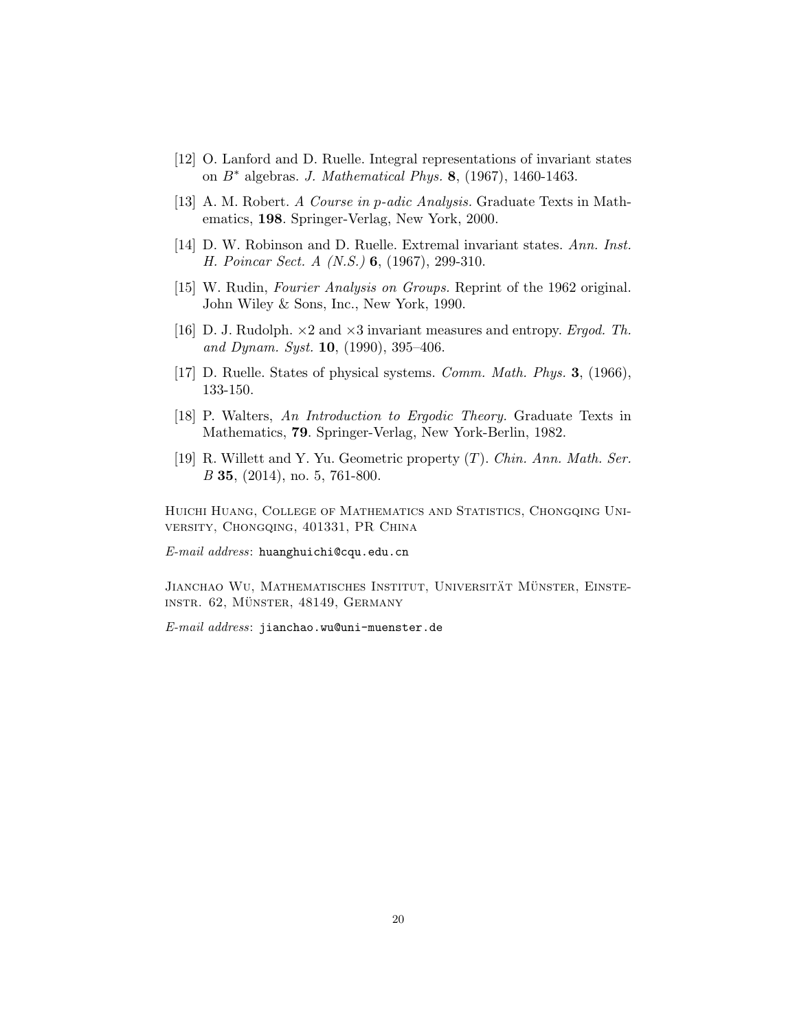[12] O. Lanford and D. Ruelle. Integral representations of invariant states on $B^*$ algebras. *J. Mathematical Phys.* **8**, (1967), 1460-1463.

[13] A. M. Robert. *A Course in p-adic Analysis.* Graduate Texts in Mathematics, **198**. Springer-Verlag, New York, 2000.

[14] D. W. Robinson and D. Ruelle. Extremal invariant states. *Ann. Inst. H. Poincar Sect. A (N.S.)* **6**, (1967), 299-310.

[15] W. Rudin, *Fourier Analysis on Groups.* Reprint of the 1962 original. John Wiley & Sons, Inc., New York, 1990.

[16] D. J. Rudolph. $\times 2$ and $\times 3$ invariant measures and entropy. *Ergod. Th. and Dynam. Syst.* **10**, (1990), 395–406.

[17] D. Ruelle. States of physical systems. *Comm. Math. Phys.* **3**, (1966), 133-150.

[18] P. Walters, *An Introduction to Ergodic Theory.* Graduate Texts in Mathematics, **79**. Springer-Verlag, New York-Berlin, 1982.

[19] R. Willett and Y. Yu. Geometric property $(T)$. *Chin. Ann. Math. Ser. B* **35**, (2014), no. 5, 761-800.

Huichi Huang, College of Mathematics and Statistics, Chongqing University, Chongqing, 401331, PR China

*E-mail address*: huanghuichi@cqu.edu.cn

Jianchao Wu, Mathematisches Institut, Universität Münster, Einsteinstr. 62, Münster, 48149, Germany

*E-mail address*: jianchao.wu@uni-muenster.de